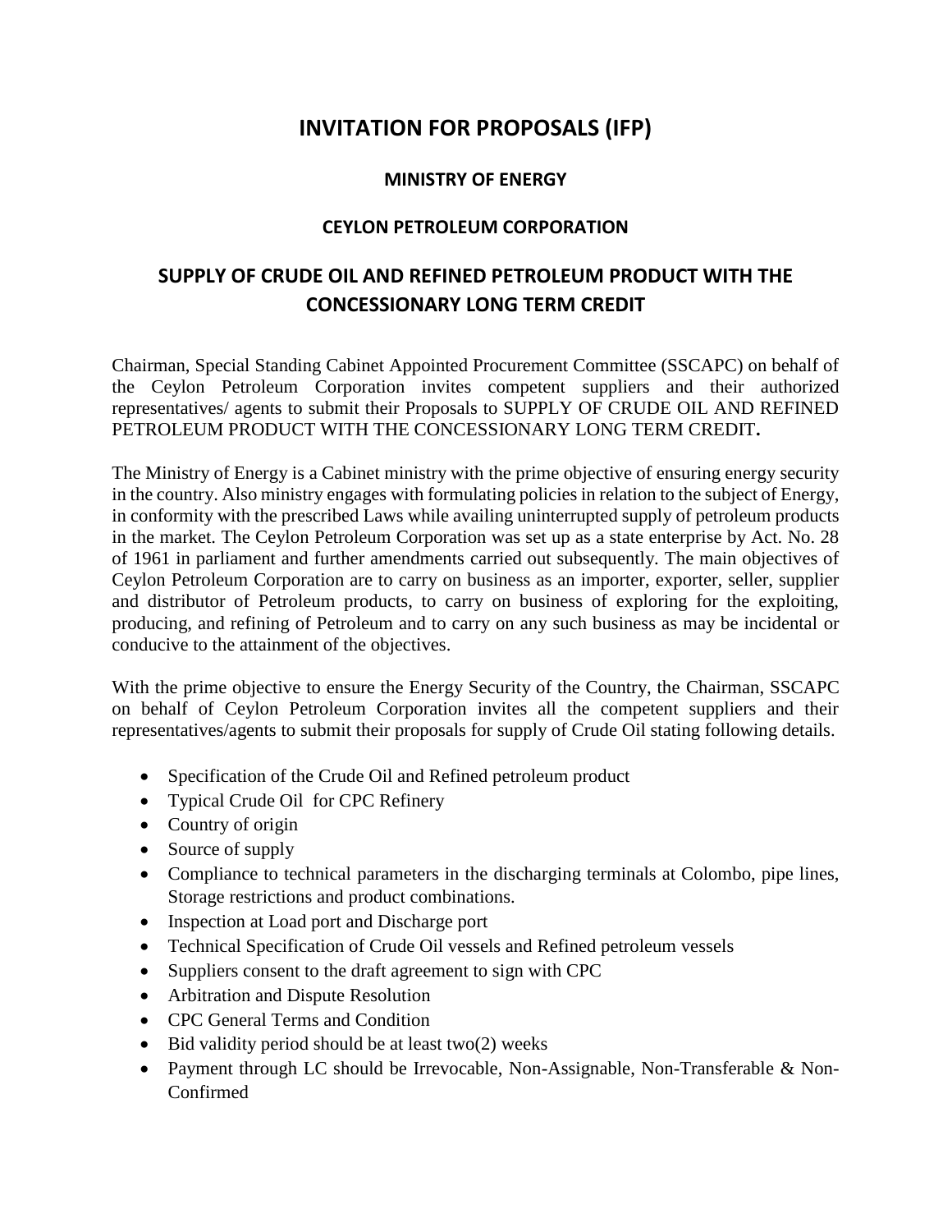# INVITATION FOR PROPOSALS (IFP)

### MINISTRY OF ENERGY

### CEYLON PETROLEUM CORPORATION

## SUPPLY OF CRUDE OIL AND REFINED PETROLEUM PRODUCT WITH THE CONCESSIONARY LONG TERM CREDIT

Chairman, Special Standing Cabinet Appointed Procurement Committee (SSCAPC) on behalf of the Ceylon Petroleum Corporation invites competent suppliers and their authorized representatives/ agents to submit their Proposals to SUPPLY OF CRUDE OIL AND REFINED PETROLEUM PRODUCT WITH THE CONCESSIONARY LONG TERM CREDIT**.**

The Ministry of Energy is a Cabinet ministry with the prime objective of ensuring energy security in the country. Also ministry engages with formulating policies in relation to the subject of Energy, in conformity with the prescribed Laws while availing uninterrupted supply of petroleum products in the market. The Ceylon Petroleum Corporation was set up as a state enterprise by Act. No. 28 of 1961 in parliament and further amendments carried out subsequently. The main objectives of Ceylon Petroleum Corporation are to carry on business as an importer, exporter, seller, supplier and distributor of Petroleum products, to carry on business of exploring for the exploiting, producing, and refining of Petroleum and to carry on any such business as may be incidental or conducive to the attainment of the objectives.

With the prime objective to ensure the Energy Security of the Country, the Chairman, SSCAPC on behalf of Ceylon Petroleum Corporation invites all the competent suppliers and their representatives/agents to submit their proposals for supply of Crude Oil stating following details.

- Specification of the Crude Oil and Refined petroleum product
- Typical Crude Oil for CPC Refinery
- Country of origin
- Source of supply
- Compliance to technical parameters in the discharging terminals at Colombo, pipe lines, Storage restrictions and product combinations.
- Inspection at Load port and Discharge port
- Technical Specification of Crude Oil vessels and Refined petroleum vessels
- Suppliers consent to the draft agreement to sign with CPC
- Arbitration and Dispute Resolution
- CPC General Terms and Condition
- Bid validity period should be at least two(2) weeks
- Payment through LC should be Irrevocable, Non-Assignable, Non-Transferable & Non-Confirmed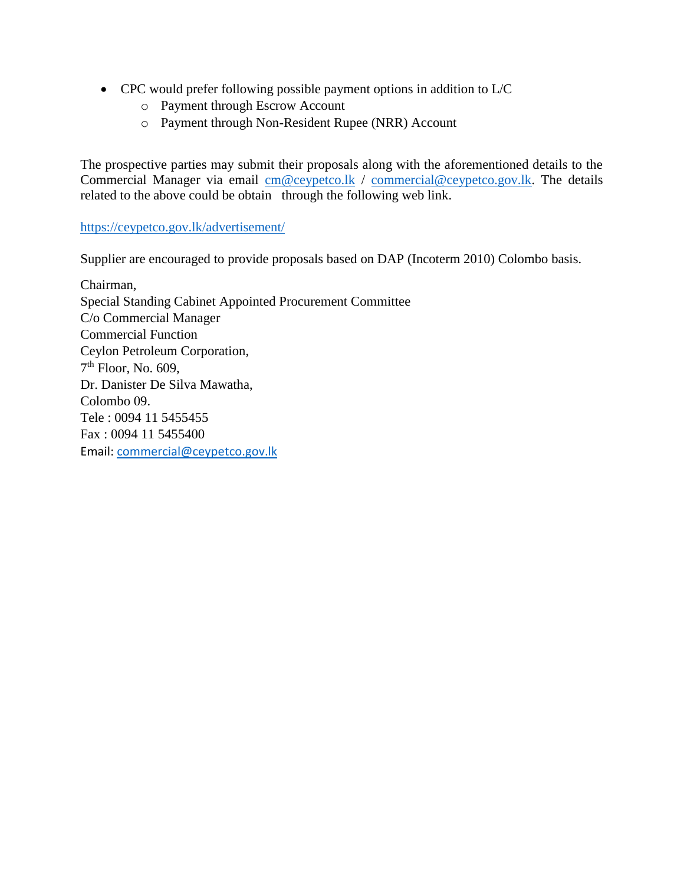- CPC would prefer following possible payment options in addition to L/C
  - Payment through Escrow Account
  - Payment through Non-Resident Rupee (NRR) Account

The prospective parties may submit their proposals along with the aforementioned details to the Commercial Manager via email cm@ceypetco.lk / commercial@ceypetco.gov.lk. The details related to the above could be obtain through the following web link.

https://ceypetco.gov.lk/advertisement/

Supplier are encouraged to provide proposals based on DAP (Incoterm 2010) Colombo basis.

Chairman,
Special Standing Cabinet Appointed Procurement Committee
C/o Commercial Manager
Commercial Function
Ceylon Petroleum Corporation,
7th Floor, No. 609,
Dr. Danister De Silva Mawatha,
Colombo 09.
Tele : 0094 11 5455455
Fax : 0094 11 5455400
Email: commercial@ceypetco.gov.lk